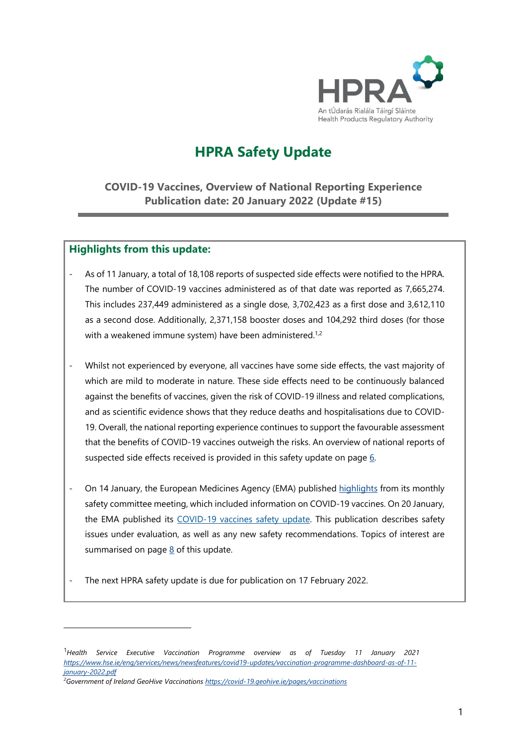HPRA

An tÚdarás Rialála Táirgí Sláinte
Health Products Regulatory Authority

# HPRA Safety Update

## COVID-19 Vaccines, Overview of National Reporting Experience
## Publication date: 20 January 2022 (Update #15)

### Highlights from this update:

- As of 11 January, a total of 18,108 reports of suspected side effects were notified to the HPRA. The number of COVID-19 vaccines administered as of that date was reported as 7,665,274. This includes 237,449 administered as a single dose, 3,702,423 as a first dose and 3,612,110 as a second dose. Additionally, 2,371,158 booster doses and 104,292 third doses (for those with a weakened immune system) have been administered.[1,2]

- Whilst not experienced by everyone, all vaccines have some side effects, the vast majority of which are mild to moderate in nature. These side effects need to be continuously balanced against the benefits of vaccines, given the risk of COVID-19 illness and related complications, and as scientific evidence shows that they reduce deaths and hospitalisations due to COVID-19. Overall, the national reporting experience continues to support the favourable assessment that the benefits of COVID-19 vaccines outweigh the risks. An overview of national reports of suspected side effects received is provided in this safety update on page 6.

- On 14 January, the European Medicines Agency (EMA) published highlights from its monthly safety committee meeting, which included information on COVID-19 vaccines. On 20 January, the EMA published its COVID-19 vaccines safety update. This publication describes safety issues under evaluation, as well as any new safety recommendations. Topics of interest are summarised on page 8 of this update.

- The next HPRA safety update is due for publication on 17 February 2022.

---

[1] *Health Service Executive Vaccination Programme overview as of Tuesday 11 January 2021* https://www.hse.ie/eng/services/news/newsfeatures/covid19-updates/vaccination-programme-dashboard-as-of-11-january-2022.pdf

[2] *Government of Ireland GeoHive Vaccinations* https://covid-19.geohive.ie/pages/vaccinations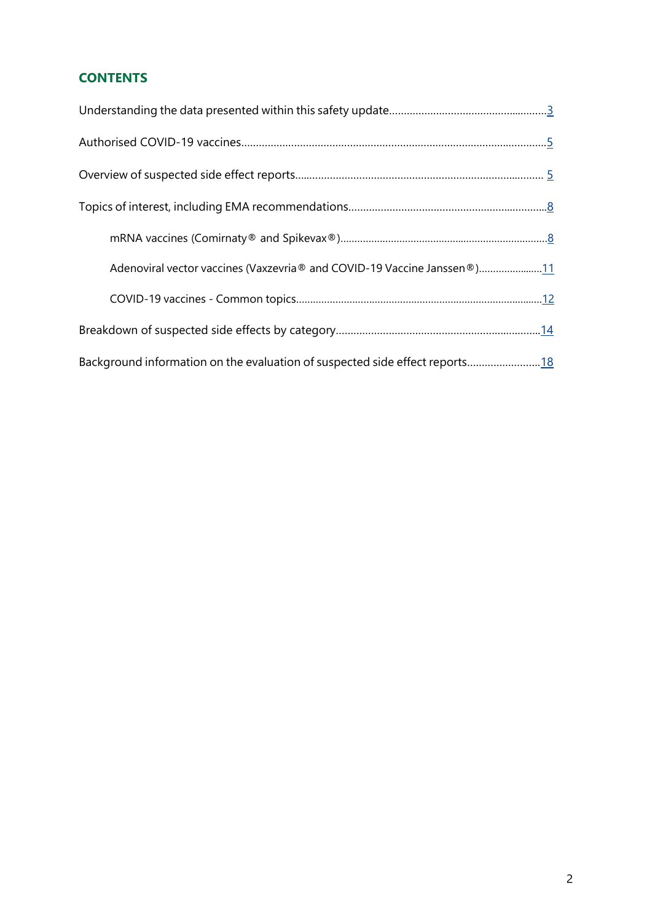## CONTENTS

Understanding the data presented within this safety update......................................................3

Authorised COVID-19 vaccines........................................................................................................5

Overview of suspected side effect reports..................................................................................... 5

Topics of interest, including EMA recommendations...................................................................8

- mRNA vaccines (Comirnaty® and Spikevax®)..........................................................................8
- Adenoviral vector vaccines (Vaxzevria® and COVID-19 Vaccine Janssen®).......................11
- COVID-19 vaccines - Common topics.......................................................................................12

Breakdown of suspected side effects by category.......................................................................14

Background information on the evaluation of suspected side effect reports.........................18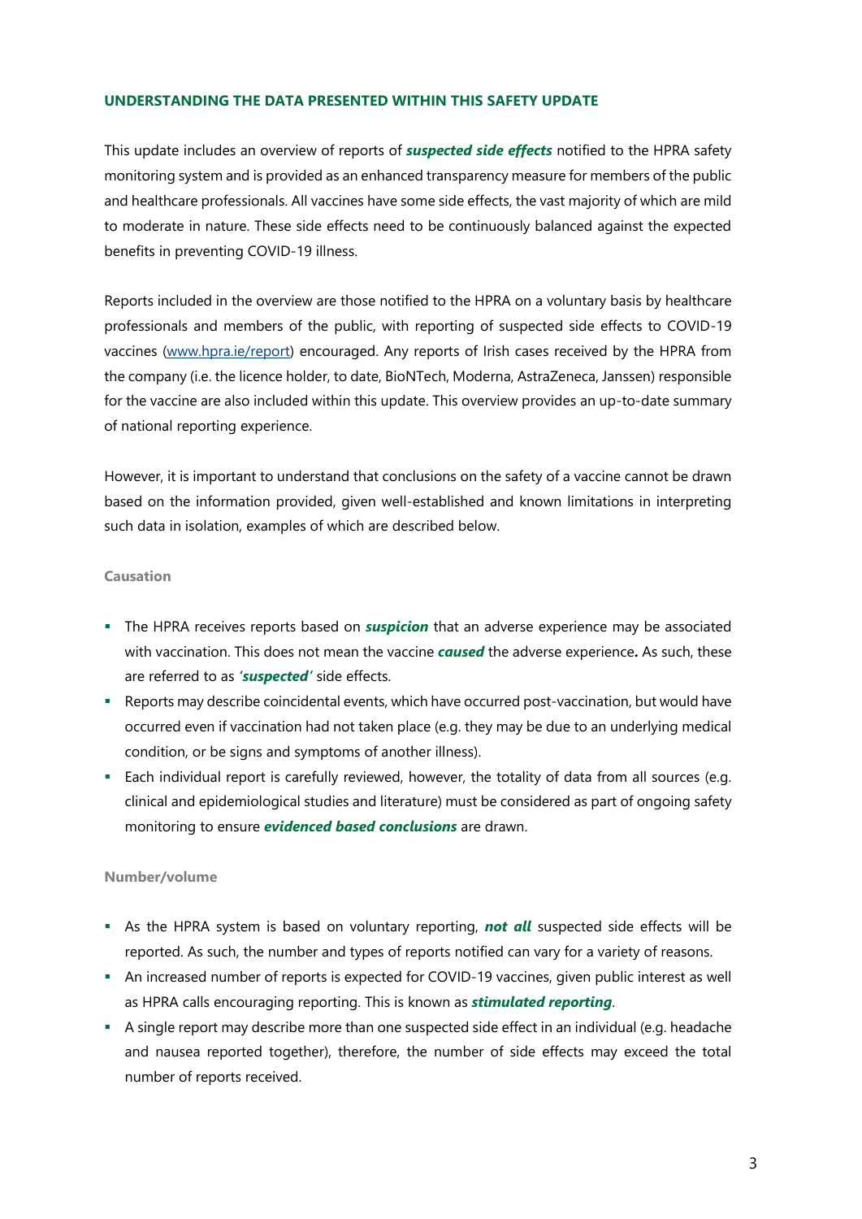## UNDERSTANDING THE DATA PRESENTED WITHIN THIS SAFETY UPDATE

This update includes an overview of reports of ***suspected side effects*** notified to the HPRA safety monitoring system and is provided as an enhanced transparency measure for members of the public and healthcare professionals. All vaccines have some side effects, the vast majority of which are mild to moderate in nature. These side effects need to be continuously balanced against the expected benefits in preventing COVID-19 illness.

Reports included in the overview are those notified to the HPRA on a voluntary basis by healthcare professionals and members of the public, with reporting of suspected side effects to COVID-19 vaccines ([www.hpra.ie/report](www.hpra.ie/report)) encouraged. Any reports of Irish cases received by the HPRA from the company (i.e. the licence holder, to date, BioNTech, Moderna, AstraZeneca, Janssen) responsible for the vaccine are also included within this update. This overview provides an up-to-date summary of national reporting experience.

However, it is important to understand that conclusions on the safety of a vaccine cannot be drawn based on the information provided, given well-established and known limitations in interpreting such data in isolation, examples of which are described below.

#### Causation

- The HPRA receives reports based on ***suspicion*** that an adverse experience may be associated with vaccination. This does not mean the vaccine ***caused*** the adverse experience**.** As such, these are referred to as ***'suspected'*** side effects.
- Reports may describe coincidental events, which have occurred post-vaccination, but would have occurred even if vaccination had not taken place (e.g. they may be due to an underlying medical condition, or be signs and symptoms of another illness).
- Each individual report is carefully reviewed, however, the totality of data from all sources (e.g. clinical and epidemiological studies and literature) must be considered as part of ongoing safety monitoring to ensure ***evidenced based conclusions*** are drawn.

#### Number/volume

- As the HPRA system is based on voluntary reporting, ***not all*** suspected side effects will be reported. As such, the number and types of reports notified can vary for a variety of reasons.
- An increased number of reports is expected for COVID-19 vaccines, given public interest as well as HPRA calls encouraging reporting. This is known as ***stimulated reporting***.
- A single report may describe more than one suspected side effect in an individual (e.g. headache and nausea reported together), therefore, the number of side effects may exceed the total number of reports received.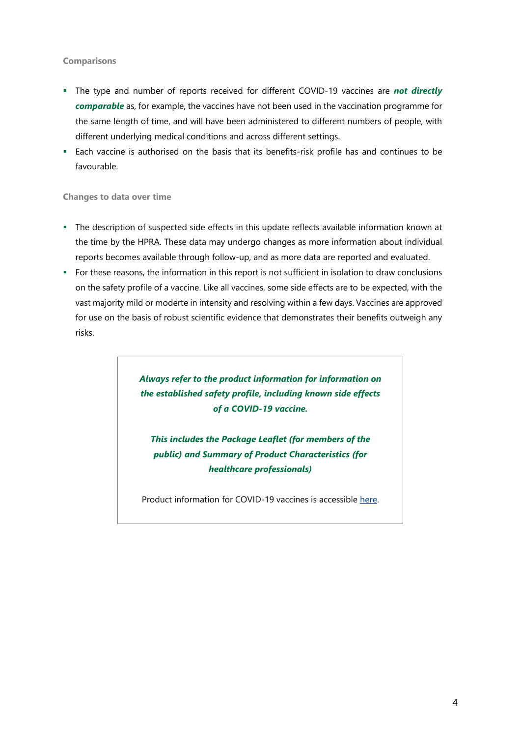### Comparisons

- The type and number of reports received for different COVID-19 vaccines are ***not directly comparable*** as, for example, the vaccines have not been used in the vaccination programme for the same length of time, and will have been administered to different numbers of people, with different underlying medical conditions and across different settings.
- Each vaccine is authorised on the basis that its benefits-risk profile has and continues to be favourable.

### Changes to data over time

- The description of suspected side effects in this update reflects available information known at the time by the HPRA. These data may undergo changes as more information about individual reports becomes available through follow-up, and as more data are reported and evaluated.
- For these reasons, the information in this report is not sufficient in isolation to draw conclusions on the safety profile of a vaccine. Like all vaccines, some side effects are to be expected, with the vast majority mild or moderte in intensity and resolving within a few days. Vaccines are approved for use on the basis of robust scientific evidence that demonstrates their benefits outweigh any risks.

> ***Always refer to the product information for information on the established safety profile, including known side effects of a COVID-19 vaccine.***
>
> ***This includes the Package Leaflet (for members of the public) and Summary of Product Characteristics (for healthcare professionals)***
>
> Product information for COVID-19 vaccines is accessible here.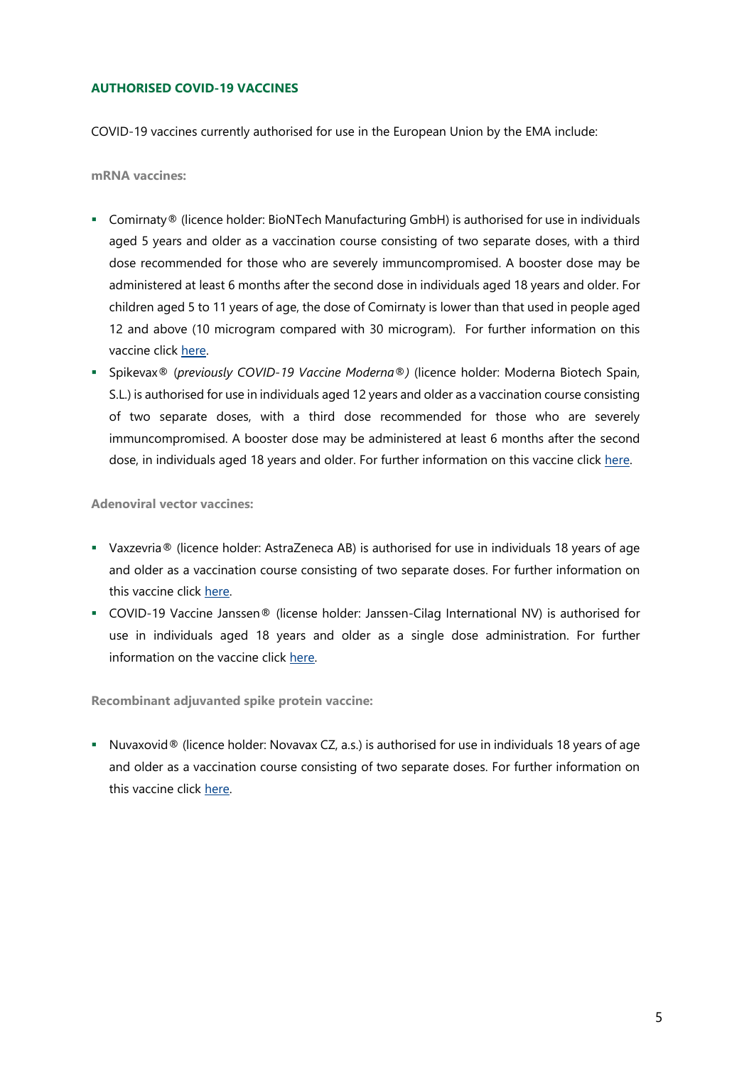## AUTHORISED COVID-19 VACCINES

COVID-19 vaccines currently authorised for use in the European Union by the EMA include:

**mRNA vaccines:**

- Comirnaty® (licence holder: BioNTech Manufacturing GmbH) is authorised for use in individuals aged 5 years and older as a vaccination course consisting of two separate doses, with a third dose recommended for those who are severely immuncompromised. A booster dose may be administered at least 6 months after the second dose in individuals aged 18 years and older. For children aged 5 to 11 years of age, the dose of Comirnaty is lower than that used in people aged 12 and above (10 microgram compared with 30 microgram). For further information on this vaccine click here.
- Spikevax® (*previously COVID-19 Vaccine Moderna®)* (licence holder: Moderna Biotech Spain, S.L.) is authorised for use in individuals aged 12 years and older as a vaccination course consisting of two separate doses, with a third dose recommended for those who are severely immuncompromised. A booster dose may be administered at least 6 months after the second dose, in individuals aged 18 years and older. For further information on this vaccine click here.

**Adenoviral vector vaccines:**

- Vaxzevria® (licence holder: AstraZeneca AB) is authorised for use in individuals 18 years of age and older as a vaccination course consisting of two separate doses. For further information on this vaccine click here.
- COVID-19 Vaccine Janssen® (license holder: Janssen-Cilag International NV) is authorised for use in individuals aged 18 years and older as a single dose administration. For further information on the vaccine click here.

**Recombinant adjuvanted spike protein vaccine:**

- Nuvaxovid® (licence holder: Novavax CZ, a.s.) is authorised for use in individuals 18 years of age and older as a vaccination course consisting of two separate doses. For further information on this vaccine click here.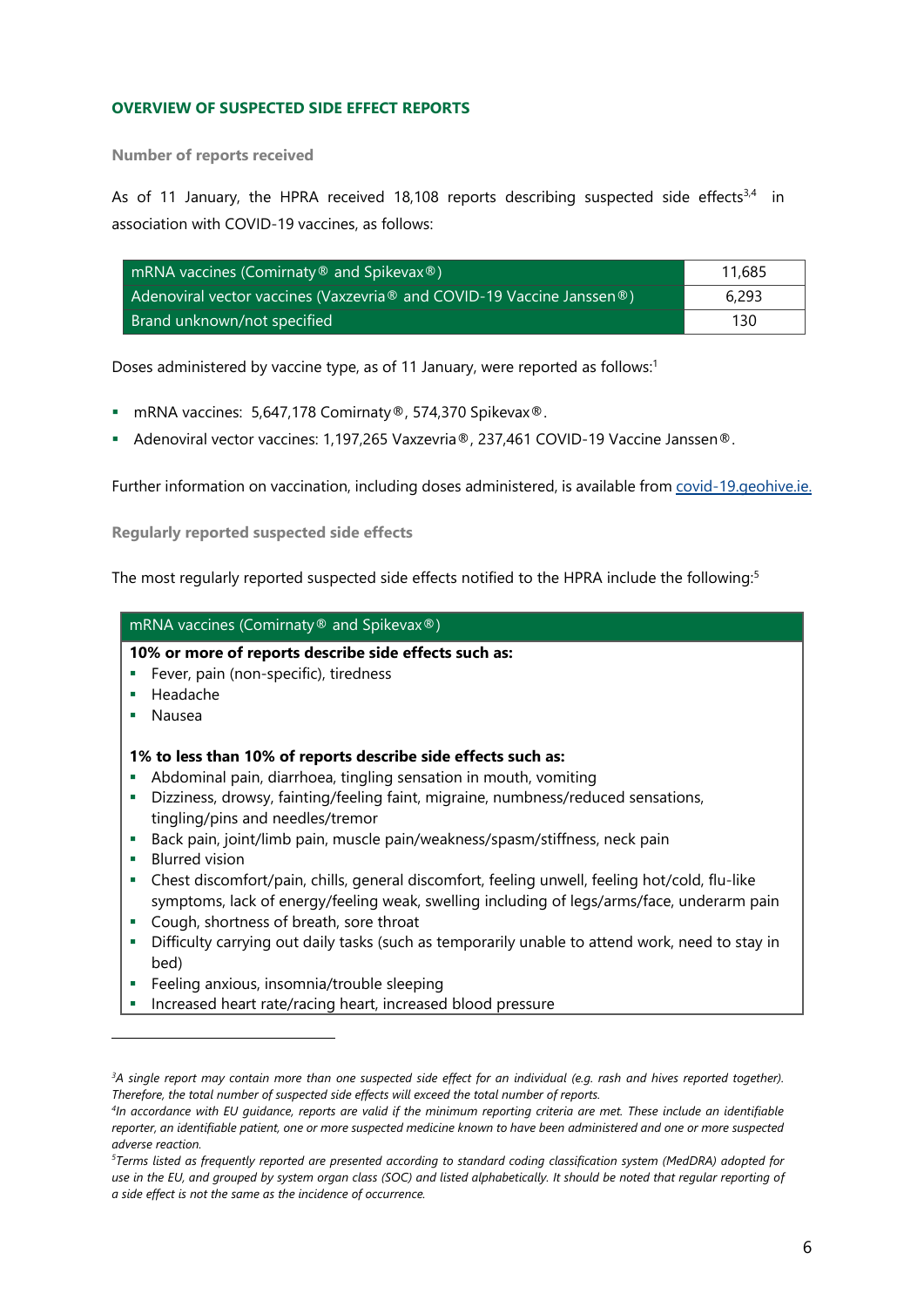## OVERVIEW OF SUSPECTED SIDE EFFECT REPORTS

### Number of reports received

As of 11 January, the HPRA received 18,108 reports describing suspected side effects[3,4] in association with COVID-19 vaccines, as follows:

| | |
|---|---|
| mRNA vaccines (Comirnaty® and Spikevax®) | 11,685 |
| Adenoviral vector vaccines (Vaxzevria® and COVID-19 Vaccine Janssen®) | 6,293 |
| Brand unknown/not specified | 130 |

Doses administered by vaccine type, as of 11 January, were reported as follows:[1]

- mRNA vaccines: 5,647,178 Comirnaty®, 574,370 Spikevax®.
- Adenoviral vector vaccines: 1,197,265 Vaxzevria®, 237,461 COVID-19 Vaccine Janssen®.

Further information on vaccination, including doses administered, is available from covid-19.geohive.ie.

### Regularly reported suspected side effects

The most regularly reported suspected side effects notified to the HPRA include the following:[5]

**mRNA vaccines (Comirnaty® and Spikevax®)**

**10% or more of reports describe side effects such as:**

- Fever, pain (non-specific), tiredness
- Headache
- Nausea

**1% to less than 10% of reports describe side effects such as:**

- Abdominal pain, diarrhoea, tingling sensation in mouth, vomiting
- Dizziness, drowsy, fainting/feeling faint, migraine, numbness/reduced sensations, tingling/pins and needles/tremor
- Back pain, joint/limb pain, muscle pain/weakness/spasm/stiffness, neck pain
- Blurred vision
- Chest discomfort/pain, chills, general discomfort, feeling unwell, feeling hot/cold, flu-like symptoms, lack of energy/feeling weak, swelling including of legs/arms/face, underarm pain
- Cough, shortness of breath, sore throat
- Difficulty carrying out daily tasks (such as temporarily unable to attend work, need to stay in bed)
- Feeling anxious, insomnia/trouble sleeping
- Increased heart rate/racing heart, increased blood pressure

---

*[3]A single report may contain more than one suspected side effect for an individual (e.g. rash and hives reported together). Therefore, the total number of suspected side effects will exceed the total number of reports.*

*[4]In accordance with EU guidance, reports are valid if the minimum reporting criteria are met. These include an identifiable reporter, an identifiable patient, one or more suspected medicine known to have been administered and one or more suspected adverse reaction.*

*[5]Terms listed as frequently reported are presented according to standard coding classification system (MedDRA) adopted for use in the EU, and grouped by system organ class (SOC) and listed alphabetically. It should be noted that regular reporting of a side effect is not the same as the incidence of occurrence.*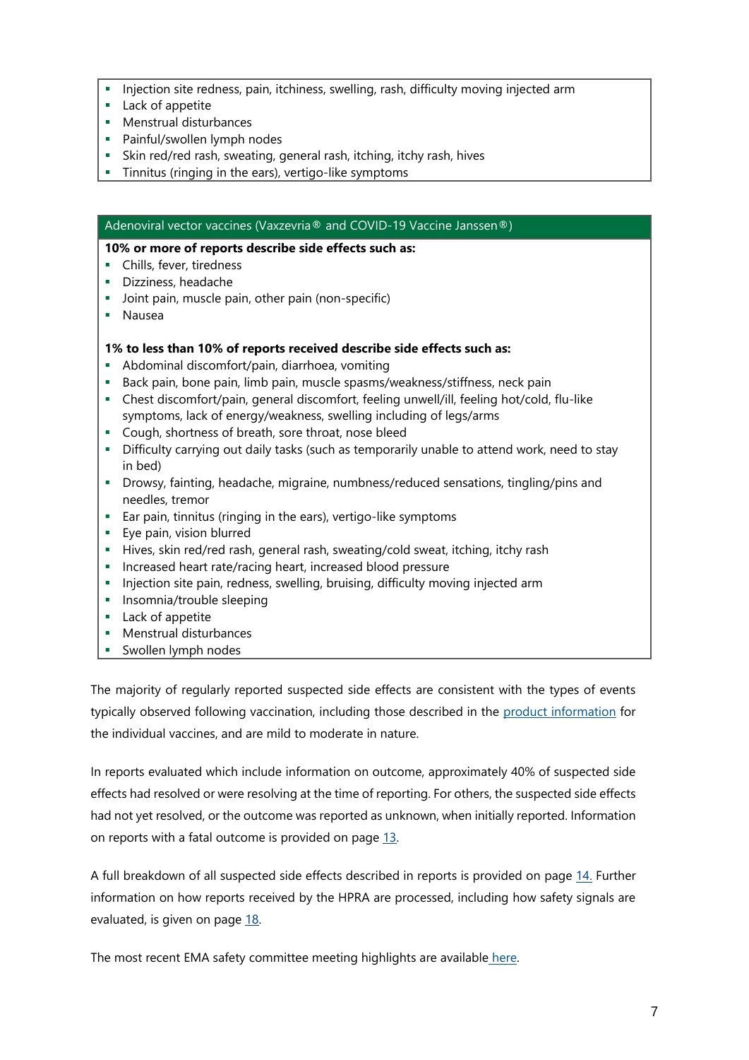- Injection site redness, pain, itchiness, swelling, rash, difficulty moving injected arm
- Lack of appetite
- Menstrual disturbances
- Painful/swollen lymph nodes
- Skin red/red rash, sweating, general rash, itching, itchy rash, hives
- Tinnitus (ringing in the ears), vertigo-like symptoms

### Adenoviral vector vaccines (Vaxzevria® and COVID-19 Vaccine Janssen®)

**10% or more of reports describe side effects such as:**

- Chills, fever, tiredness
- Dizziness, headache
- Joint pain, muscle pain, other pain (non-specific)
- Nausea

**1% to less than 10% of reports received describe side effects such as:**

- Abdominal discomfort/pain, diarrhoea, vomiting
- Back pain, bone pain, limb pain, muscle spasms/weakness/stiffness, neck pain
- Chest discomfort/pain, general discomfort, feeling unwell/ill, feeling hot/cold, flu-like symptoms, lack of energy/weakness, swelling including of legs/arms
- Cough, shortness of breath, sore throat, nose bleed
- Difficulty carrying out daily tasks (such as temporarily unable to attend work, need to stay in bed)
- Drowsy, fainting, headache, migraine, numbness/reduced sensations, tingling/pins and needles, tremor
- Ear pain, tinnitus (ringing in the ears), vertigo-like symptoms
- Eye pain, vision blurred
- Hives, skin red/red rash, general rash, sweating/cold sweat, itching, itchy rash
- Increased heart rate/racing heart, increased blood pressure
- Injection site pain, redness, swelling, bruising, difficulty moving injected arm
- Insomnia/trouble sleeping
- Lack of appetite
- Menstrual disturbances
- Swollen lymph nodes

The majority of regularly reported suspected side effects are consistent with the types of events typically observed following vaccination, including those described in the product information for the individual vaccines, and are mild to moderate in nature.

In reports evaluated which include information on outcome, approximately 40% of suspected side effects had resolved or were resolving at the time of reporting. For others, the suspected side effects had not yet resolved, or the outcome was reported as unknown, when initially reported. Information on reports with a fatal outcome is provided on page 13.

A full breakdown of all suspected side effects described in reports is provided on page 14. Further information on how reports received by the HPRA are processed, including how safety signals are evaluated, is given on page 18.

The most recent EMA safety committee meeting highlights are available here.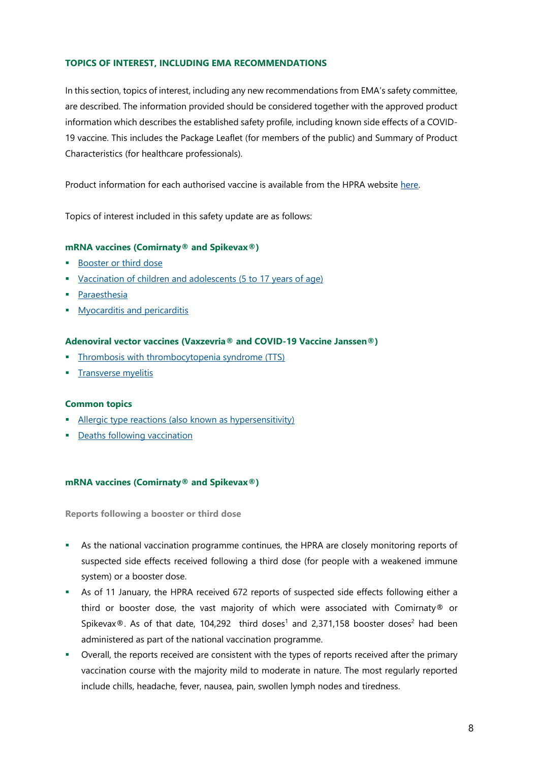## TOPICS OF INTEREST, INCLUDING EMA RECOMMENDATIONS

In this section, topics of interest, including any new recommendations from EMA's safety committee, are described. The information provided should be considered together with the approved product information which describes the established safety profile, including known side effects of a COVID-19 vaccine. This includes the Package Leaflet (for members of the public) and Summary of Product Characteristics (for healthcare professionals).

Product information for each authorised vaccine is available from the HPRA website here.

Topics of interest included in this safety update are as follows:

### mRNA vaccines (Comirnaty® and Spikevax®)

- Booster or third dose
- Vaccination of children and adolescents (5 to 17 years of age)
- Paraesthesia
- Myocarditis and pericarditis

### Adenoviral vector vaccines (Vaxzevria® and COVID-19 Vaccine Janssen®)

- Thrombosis with thrombocytopenia syndrome (TTS)
- Transverse myelitis

### Common topics

- Allergic type reactions (also known as hypersensitivity)
- Deaths following vaccination

## mRNA vaccines (Comirnaty® and Spikevax®)

### Reports following a booster or third dose

- As the national vaccination programme continues, the HPRA are closely monitoring reports of suspected side effects received following a third dose (for people with a weakened immune system) or a booster dose.
- As of 11 January, the HPRA received 672 reports of suspected side effects following either a third or booster dose, the vast majority of which were associated with Comirnaty® or Spikevax®. As of that date, 104,292 third doses[1] and 2,371,158 booster doses[2] had been administered as part of the national vaccination programme.
- Overall, the reports received are consistent with the types of reports received after the primary vaccination course with the majority mild to moderate in nature. The most regularly reported include chills, headache, fever, nausea, pain, swollen lymph nodes and tiredness.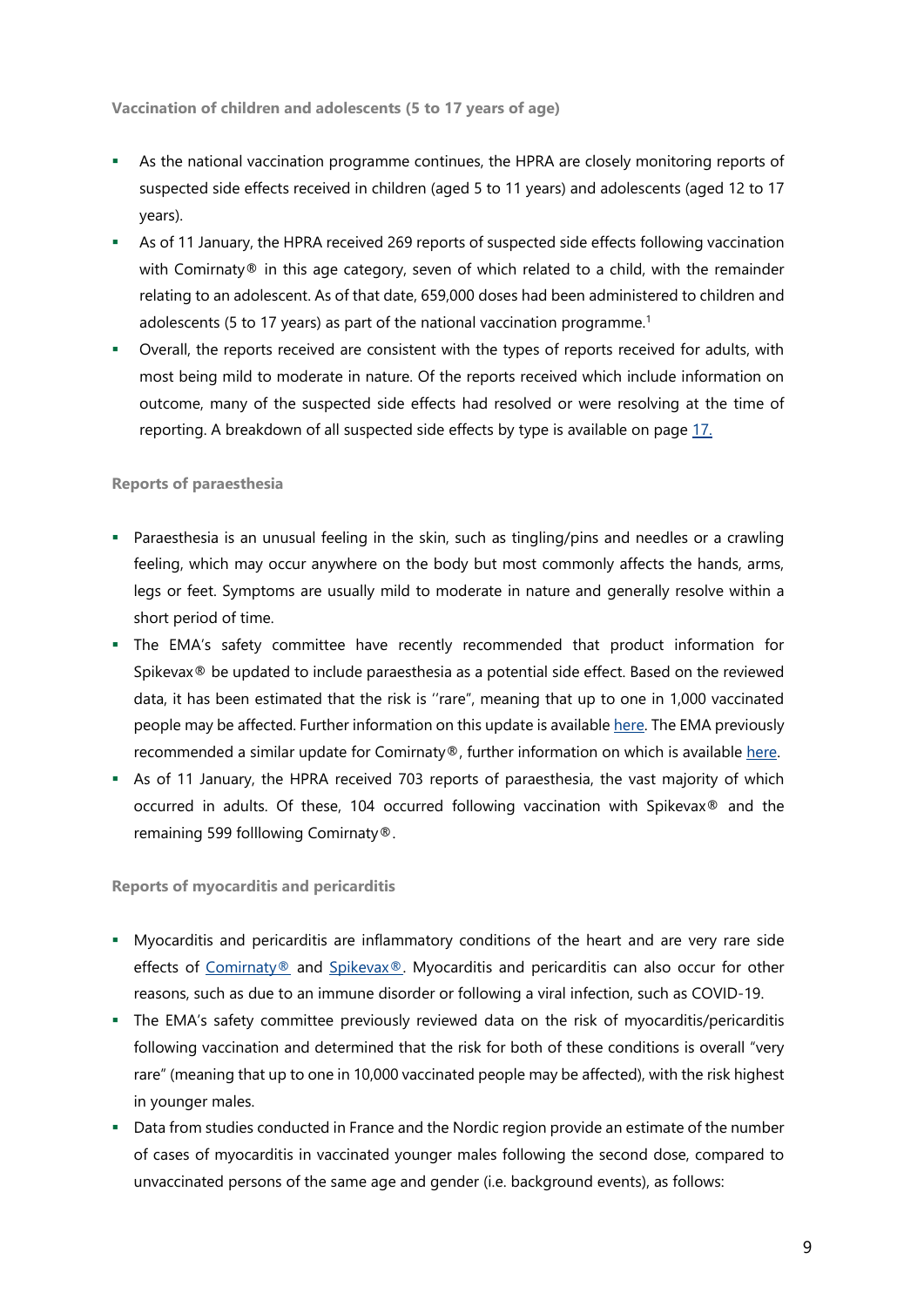### Vaccination of children and adolescents (5 to 17 years of age)

- As the national vaccination programme continues, the HPRA are closely monitoring reports of suspected side effects received in children (aged 5 to 11 years) and adolescents (aged 12 to 17 years).
- As of 11 January, the HPRA received 269 reports of suspected side effects following vaccination with Comirnaty® in this age category, seven of which related to a child, with the remainder relating to an adolescent. As of that date, 659,000 doses had been administered to children and adolescents (5 to 17 years) as part of the national vaccination programme.[1]
- Overall, the reports received are consistent with the types of reports received for adults, with most being mild to moderate in nature. Of the reports received which include information on outcome, many of the suspected side effects had resolved or were resolving at the time of reporting. A breakdown of all suspected side effects by type is available on page 17.

### Reports of paraesthesia

- Paraesthesia is an unusual feeling in the skin, such as tingling/pins and needles or a crawling feeling, which may occur anywhere on the body but most commonly affects the hands, arms, legs or feet. Symptoms are usually mild to moderate in nature and generally resolve within a short period of time.
- The EMA's safety committee have recently recommended that product information for Spikevax® be updated to include paraesthesia as a potential side effect. Based on the reviewed data, it has been estimated that the risk is ''rare", meaning that up to one in 1,000 vaccinated people may be affected. Further information on this update is available here. The EMA previously recommended a similar update for Comirnaty®, further information on which is available here.
- As of 11 January, the HPRA received 703 reports of paraesthesia, the vast majority of which occurred in adults. Of these, 104 occurred following vaccination with Spikevax® and the remaining 599 folllowing Comirnaty®.

### Reports of myocarditis and pericarditis

- Myocarditis and pericarditis are inflammatory conditions of the heart and are very rare side effects of Comirnaty® and Spikevax®. Myocarditis and pericarditis can also occur for other reasons, such as due to an immune disorder or following a viral infection, such as COVID-19.
- The EMA's safety committee previously reviewed data on the risk of myocarditis/pericarditis following vaccination and determined that the risk for both of these conditions is overall "very rare" (meaning that up to one in 10,000 vaccinated people may be affected), with the risk highest in younger males.
- Data from studies conducted in France and the Nordic region provide an estimate of the number of cases of myocarditis in vaccinated younger males following the second dose, compared to unvaccinated persons of the same age and gender (i.e. background events), as follows: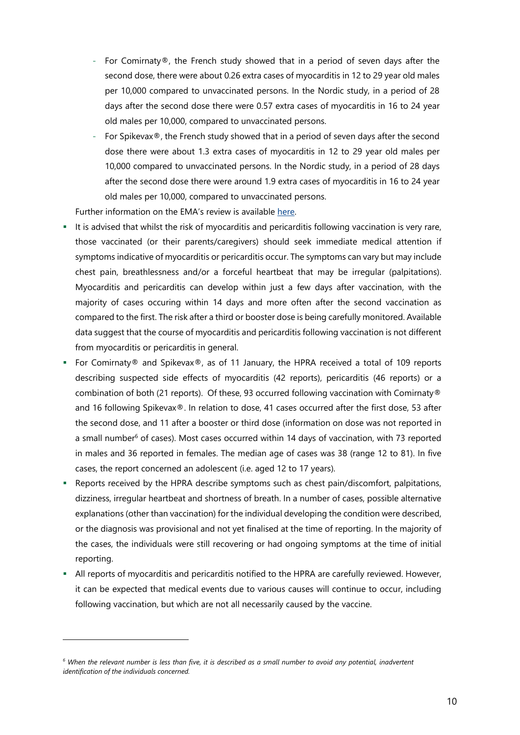- For Comirnaty®, the French study showed that in a period of seven days after the second dose, there were about 0.26 extra cases of myocarditis in 12 to 29 year old males per 10,000 compared to unvaccinated persons. In the Nordic study, in a period of 28 days after the second dose there were 0.57 extra cases of myocarditis in 16 to 24 year old males per 10,000, compared to unvaccinated persons.
  - For Spikevax®, the French study showed that in a period of seven days after the second dose there were about 1.3 extra cases of myocarditis in 12 to 29 year old males per 10,000 compared to unvaccinated persons. In the Nordic study, in a period of 28 days after the second dose there were around 1.9 extra cases of myocarditis in 16 to 24 year old males per 10,000, compared to unvaccinated persons.

  Further information on the EMA's review is available here.

- It is advised that whilst the risk of myocarditis and pericarditis following vaccination is very rare, those vaccinated (or their parents/caregivers) should seek immediate medical attention if symptoms indicative of myocarditis or pericarditis occur. The symptoms can vary but may include chest pain, breathlessness and/or a forceful heartbeat that may be irregular (palpitations). Myocarditis and pericarditis can develop within just a few days after vaccination, with the majority of cases occuring within 14 days and more often after the second vaccination as compared to the first. The risk after a third or booster dose is being carefully monitored. Available data suggest that the course of myocarditis and pericarditis following vaccination is not different from myocarditis or pericarditis in general.
- For Comirnaty® and Spikevax®, as of 11 January, the HPRA received a total of 109 reports describing suspected side effects of myocarditis (42 reports), pericarditis (46 reports) or a combination of both (21 reports). Of these, 93 occurred following vaccination with Comirnaty® and 16 following Spikevax®. In relation to dose, 41 cases occurred after the first dose, 53 after the second dose, and 11 after a booster or third dose (information on dose was not reported in a small number[6] of cases). Most cases occurred within 14 days of vaccination, with 73 reported in males and 36 reported in females. The median age of cases was 38 (range 12 to 81). In five cases, the report concerned an adolescent (i.e. aged 12 to 17 years).
- Reports received by the HPRA describe symptoms such as chest pain/discomfort, palpitations, dizziness, irregular heartbeat and shortness of breath. In a number of cases, possible alternative explanations (other than vaccination) for the individual developing the condition were described, or the diagnosis was provisional and not yet finalised at the time of reporting. In the majority of the cases, the individuals were still recovering or had ongoing symptoms at the time of initial reporting.
- All reports of myocarditis and pericarditis notified to the HPRA are carefully reviewed. However, it can be expected that medical events due to various causes will continue to occur, including following vaccination, but which are not all necessarily caused by the vaccine.

---

[6] *When the relevant number is less than five, it is described as a small number to avoid any potential, inadvertent identification of the individuals concerned.*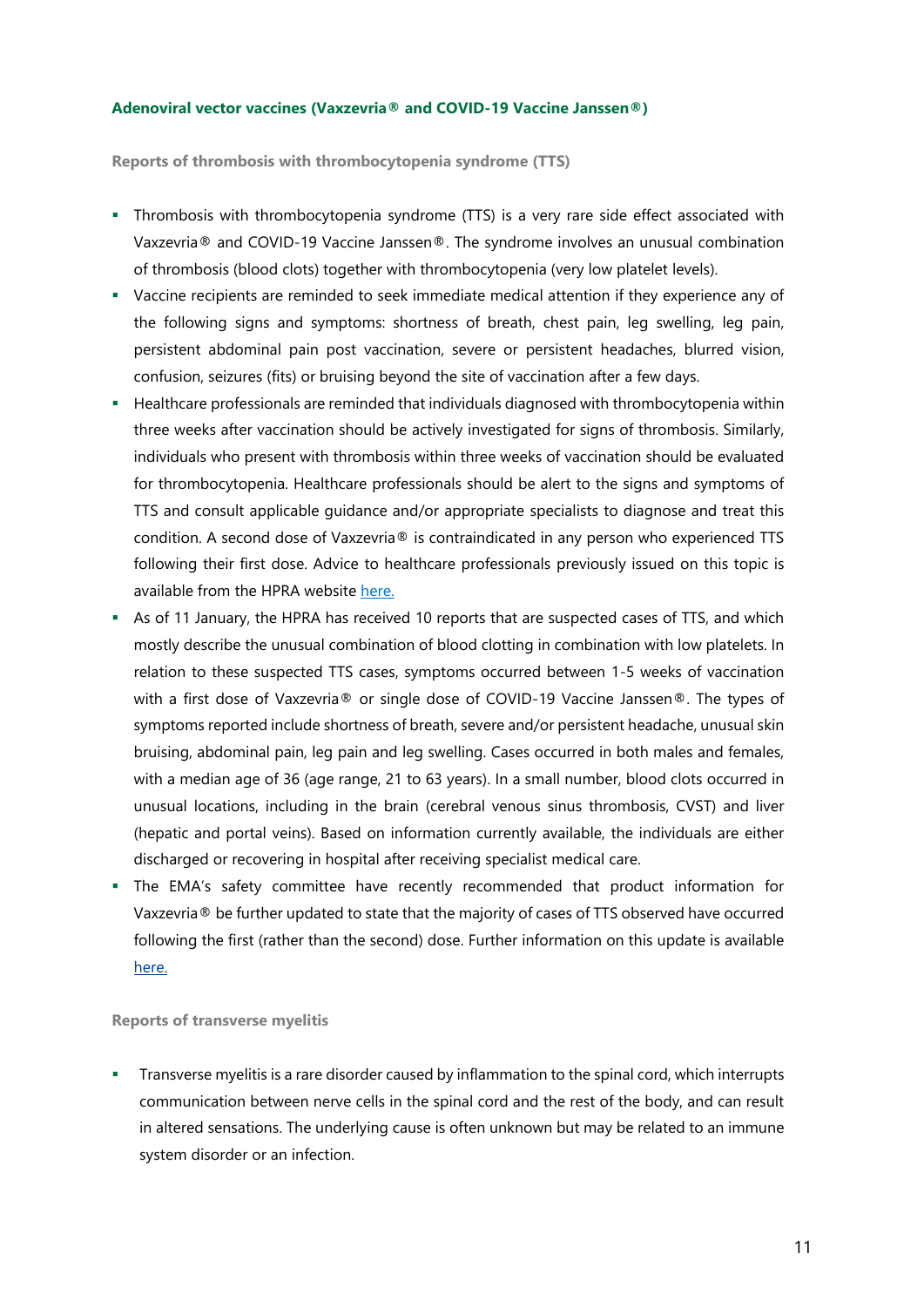### Adenoviral vector vaccines (Vaxzevria® and COVID-19 Vaccine Janssen®)

#### Reports of thrombosis with thrombocytopenia syndrome (TTS)

- Thrombosis with thrombocytopenia syndrome (TTS) is a very rare side effect associated with Vaxzevria® and COVID-19 Vaccine Janssen®. The syndrome involves an unusual combination of thrombosis (blood clots) together with thrombocytopenia (very low platelet levels).
- Vaccine recipients are reminded to seek immediate medical attention if they experience any of the following signs and symptoms: shortness of breath, chest pain, leg swelling, leg pain, persistent abdominal pain post vaccination, severe or persistent headaches, blurred vision, confusion, seizures (fits) or bruising beyond the site of vaccination after a few days.
- Healthcare professionals are reminded that individuals diagnosed with thrombocytopenia within three weeks after vaccination should be actively investigated for signs of thrombosis. Similarly, individuals who present with thrombosis within three weeks of vaccination should be evaluated for thrombocytopenia. Healthcare professionals should be alert to the signs and symptoms of TTS and consult applicable guidance and/or appropriate specialists to diagnose and treat this condition. A second dose of Vaxzevria® is contraindicated in any person who experienced TTS following their first dose. Advice to healthcare professionals previously issued on this topic is available from the HPRA website here.
- As of 11 January, the HPRA has received 10 reports that are suspected cases of TTS, and which mostly describe the unusual combination of blood clotting in combination with low platelets. In relation to these suspected TTS cases, symptoms occurred between 1-5 weeks of vaccination with a first dose of Vaxzevria® or single dose of COVID-19 Vaccine Janssen®. The types of symptoms reported include shortness of breath, severe and/or persistent headache, unusual skin bruising, abdominal pain, leg pain and leg swelling. Cases occurred in both males and females, with a median age of 36 (age range, 21 to 63 years). In a small number, blood clots occurred in unusual locations, including in the brain (cerebral venous sinus thrombosis, CVST) and liver (hepatic and portal veins). Based on information currently available, the individuals are either discharged or recovering in hospital after receiving specialist medical care.
- The EMA's safety committee have recently recommended that product information for Vaxzevria® be further updated to state that the majority of cases of TTS observed have occurred following the first (rather than the second) dose. Further information on this update is available here.

#### Reports of transverse myelitis

- Transverse myelitis is a rare disorder caused by inflammation to the spinal cord, which interrupts communication between nerve cells in the spinal cord and the rest of the body, and can result in altered sensations. The underlying cause is often unknown but may be related to an immune system disorder or an infection.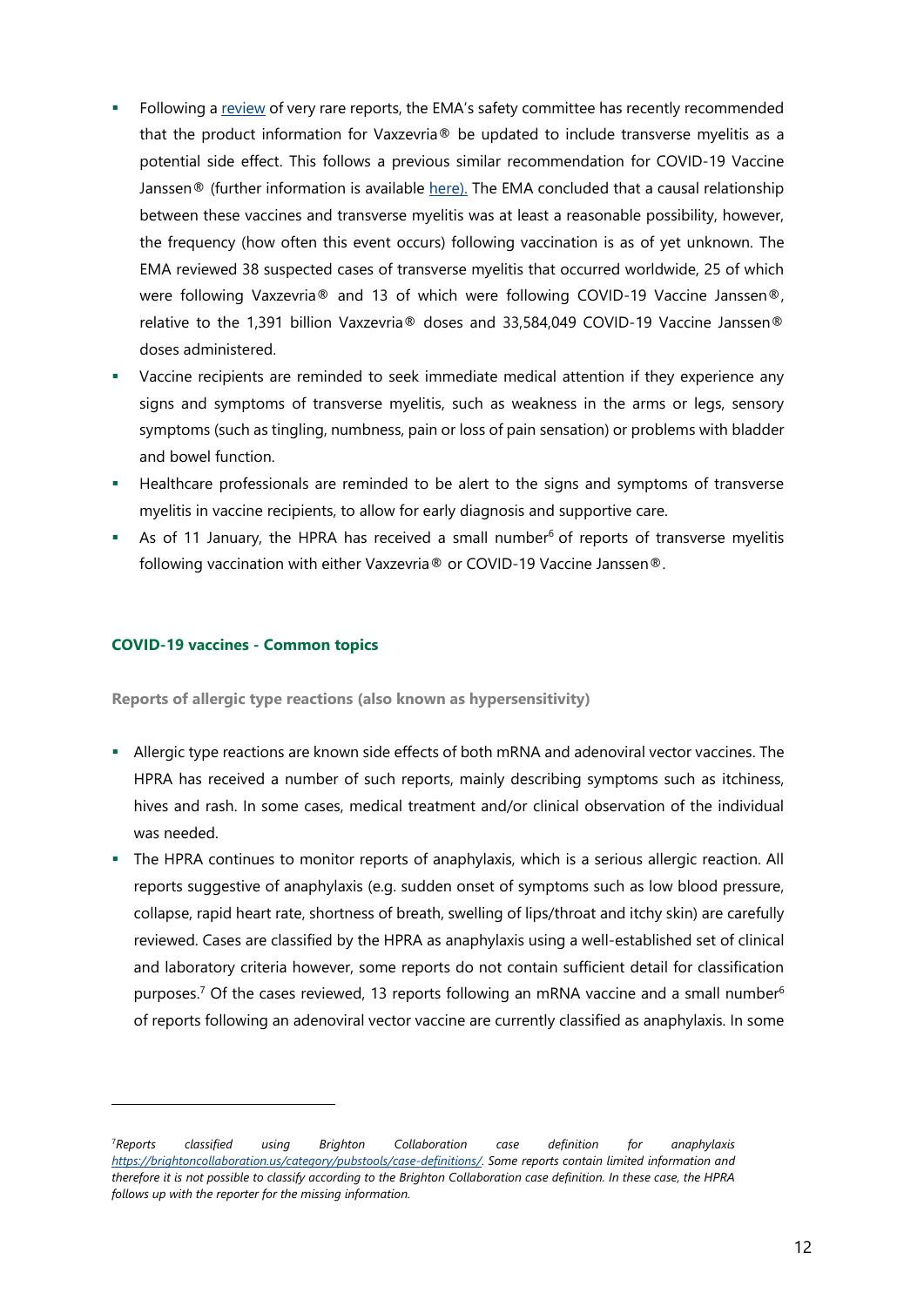- Following a [review](review) of very rare reports, the EMA's safety committee has recently recommended that the product information for Vaxzevria® be updated to include transverse myelitis as a potential side effect. This follows a previous similar recommendation for COVID-19 Vaccine Janssen® (further information is available here). The EMA concluded that a causal relationship between these vaccines and transverse myelitis was at least a reasonable possibility, however, the frequency (how often this event occurs) following vaccination is as of yet unknown. The EMA reviewed 38 suspected cases of transverse myelitis that occurred worldwide, 25 of which were following Vaxzevria® and 13 of which were following COVID-19 Vaccine Janssen®, relative to the 1,391 billion Vaxzevria® doses and 33,584,049 COVID-19 Vaccine Janssen® doses administered.
- Vaccine recipients are reminded to seek immediate medical attention if they experience any signs and symptoms of transverse myelitis, such as weakness in the arms or legs, sensory symptoms (such as tingling, numbness, pain or loss of pain sensation) or problems with bladder and bowel function.
- Healthcare professionals are reminded to be alert to the signs and symptoms of transverse myelitis in vaccine recipients, to allow for early diagnosis and supportive care.
- As of 11 January, the HPRA has received a small number[6] of reports of transverse myelitis following vaccination with either Vaxzevria® or COVID-19 Vaccine Janssen®.

### COVID-19 vaccines - Common topics

#### Reports of allergic type reactions (also known as hypersensitivity)

- Allergic type reactions are known side effects of both mRNA and adenoviral vector vaccines. The HPRA has received a number of such reports, mainly describing symptoms such as itchiness, hives and rash. In some cases, medical treatment and/or clinical observation of the individual was needed.
- The HPRA continues to monitor reports of anaphylaxis, which is a serious allergic reaction. All reports suggestive of anaphylaxis (e.g. sudden onset of symptoms such as low blood pressure, collapse, rapid heart rate, shortness of breath, swelling of lips/throat and itchy skin) are carefully reviewed. Cases are classified by the HPRA as anaphylaxis using a well-established set of clinical and laboratory criteria however, some reports do not contain sufficient detail for classification purposes.[7] Of the cases reviewed, 13 reports following an mRNA vaccine and a small number[6] of reports following an adenoviral vector vaccine are currently classified as anaphylaxis. In some

---

*[7]Reports classified using Brighton Collaboration case definition for anaphylaxis https://brightoncollaboration.us/category/pubstools/case-definitions/. Some reports contain limited information and therefore it is not possible to classify according to the Brighton Collaboration case definition. In these case, the HPRA follows up with the reporter for the missing information.*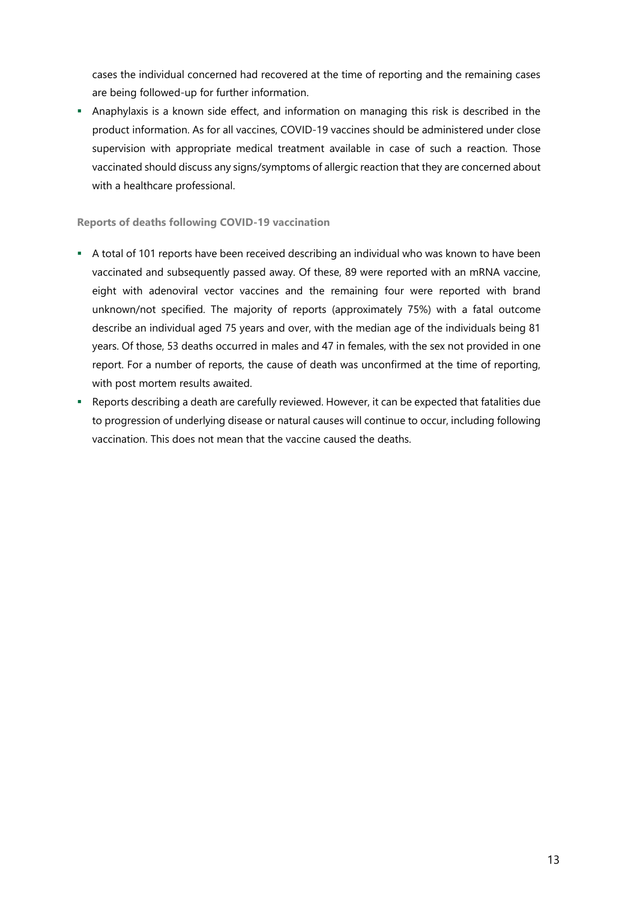cases the individual concerned had recovered at the time of reporting and the remaining cases are being followed-up for further information.

- Anaphylaxis is a known side effect, and information on managing this risk is described in the product information. As for all vaccines, COVID-19 vaccines should be administered under close supervision with appropriate medical treatment available in case of such a reaction. Those vaccinated should discuss any signs/symptoms of allergic reaction that they are concerned about with a healthcare professional.

#### Reports of deaths following COVID-19 vaccination

- A total of 101 reports have been received describing an individual who was known to have been vaccinated and subsequently passed away. Of these, 89 were reported with an mRNA vaccine, eight with adenoviral vector vaccines and the remaining four were reported with brand unknown/not specified. The majority of reports (approximately 75%) with a fatal outcome describe an individual aged 75 years and over, with the median age of the individuals being 81 years. Of those, 53 deaths occurred in males and 47 in females, with the sex not provided in one report. For a number of reports, the cause of death was unconfirmed at the time of reporting, with post mortem results awaited.
- Reports describing a death are carefully reviewed. However, it can be expected that fatalities due to progression of underlying disease or natural causes will continue to occur, including following vaccination. This does not mean that the vaccine caused the deaths.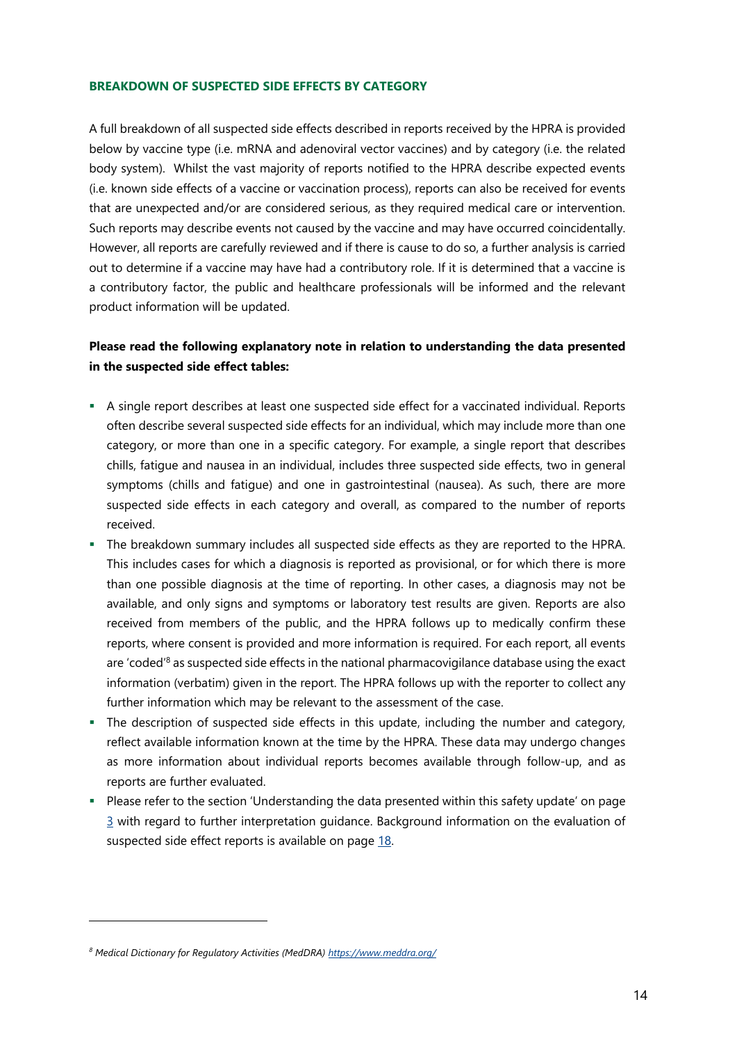## BREAKDOWN OF SUSPECTED SIDE EFFECTS BY CATEGORY

A full breakdown of all suspected side effects described in reports received by the HPRA is provided below by vaccine type (i.e. mRNA and adenoviral vector vaccines) and by category (i.e. the related body system). Whilst the vast majority of reports notified to the HPRA describe expected events (i.e. known side effects of a vaccine or vaccination process), reports can also be received for events that are unexpected and/or are considered serious, as they required medical care or intervention. Such reports may describe events not caused by the vaccine and may have occurred coincidentally. However, all reports are carefully reviewed and if there is cause to do so, a further analysis is carried out to determine if a vaccine may have had a contributory role. If it is determined that a vaccine is a contributory factor, the public and healthcare professionals will be informed and the relevant product information will be updated.

**Please read the following explanatory note in relation to understanding the data presented in the suspected side effect tables:**

- A single report describes at least one suspected side effect for a vaccinated individual. Reports often describe several suspected side effects for an individual, which may include more than one category, or more than one in a specific category. For example, a single report that describes chills, fatigue and nausea in an individual, includes three suspected side effects, two in general symptoms (chills and fatigue) and one in gastrointestinal (nausea). As such, there are more suspected side effects in each category and overall, as compared to the number of reports received.
- The breakdown summary includes all suspected side effects as they are reported to the HPRA. This includes cases for which a diagnosis is reported as provisional, or for which there is more than one possible diagnosis at the time of reporting. In other cases, a diagnosis may not be available, and only signs and symptoms or laboratory test results are given. Reports are also received from members of the public, and the HPRA follows up to medically confirm these reports, where consent is provided and more information is required. For each report, all events are 'coded'[8] as suspected side effects in the national pharmacovigilance database using the exact information (verbatim) given in the report. The HPRA follows up with the reporter to collect any further information which may be relevant to the assessment of the case.
- The description of suspected side effects in this update, including the number and category, reflect available information known at the time by the HPRA. These data may undergo changes as more information about individual reports becomes available through follow-up, and as reports are further evaluated.
- Please refer to the section 'Understanding the data presented within this safety update' on page 3 with regard to further interpretation guidance. Background information on the evaluation of suspected side effect reports is available on page 18.

---

[8] *Medical Dictionary for Regulatory Activities (MedDRA) https://www.meddra.org/*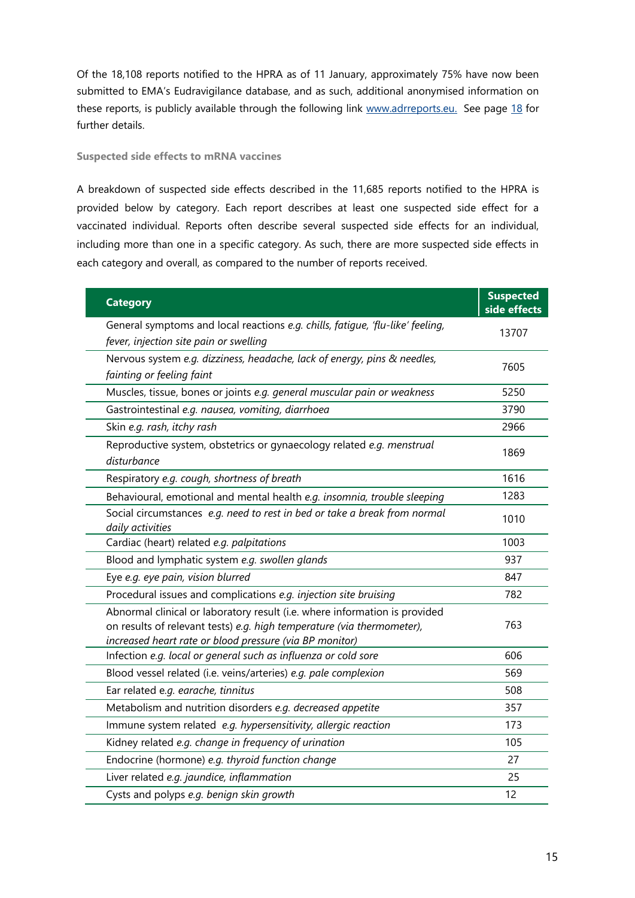Of the 18,108 reports notified to the HPRA as of 11 January, approximately 75% have now been submitted to EMA's Eudravigilance database, and as such, additional anonymised information on these reports, is publicly available through the following link [www.adrreports.eu.](www.adrreports.eu) See page [18]() for further details.

### Suspected side effects to mRNA vaccines

A breakdown of suspected side effects described in the 11,685 reports notified to the HPRA is provided below by category. Each report describes at least one suspected side effect for a vaccinated individual. Reports often describe several suspected side effects for an individual, including more than one in a specific category. As such, there are more suspected side effects in each category and overall, as compared to the number of reports received.

| Category | Suspected side effects |
|---|---|
| General symptoms and local reactions *e.g. chills, fatigue, 'flu-like' feeling, fever, injection site pain or swelling* | 13707 |
| Nervous system *e.g. dizziness, headache, lack of energy, pins & needles, fainting or feeling faint* | 7605 |
| Muscles, tissue, bones or joints *e.g. general muscular pain or weakness* | 5250 |
| Gastrointestinal *e.g. nausea, vomiting, diarrhoea* | 3790 |
| Skin *e.g. rash, itchy rash* | 2966 |
| Reproductive system, obstetrics or gynaecology related *e.g. menstrual disturbance* | 1869 |
| Respiratory *e.g. cough, shortness of breath* | 1616 |
| Behavioural, emotional and mental health *e.g. insomnia, trouble sleeping* | 1283 |
| Social circumstances *e.g. need to rest in bed or take a break from normal daily activities* | 1010 |
| Cardiac (heart) related *e.g. palpitations* | 1003 |
| Blood and lymphatic system *e.g. swollen glands* | 937 |
| Eye *e.g. eye pain, vision blurred* | 847 |
| Procedural issues and complications *e.g. injection site bruising* | 782 |
| Abnormal clinical or laboratory result (i.e. where information is provided on results of relevant tests) *e.g. high temperature (via thermometer), increased heart rate or blood pressure (via BP monitor)* | 763 |
| Infection *e.g. local or general such as influenza or cold sore* | 606 |
| Blood vessel related (i.e. veins/arteries) *e.g. pale complexion* | 569 |
| Ear related *e.g. earache, tinnitus* | 508 |
| Metabolism and nutrition disorders *e.g. decreased appetite* | 357 |
| Immune system related *e.g. hypersensitivity, allergic reaction* | 173 |
| Kidney related *e.g. change in frequency of urination* | 105 |
| Endocrine (hormone) *e.g. thyroid function change* | 27 |
| Liver related *e.g. jaundice, inflammation* | 25 |
| Cysts and polyps *e.g. benign skin growth* | 12 |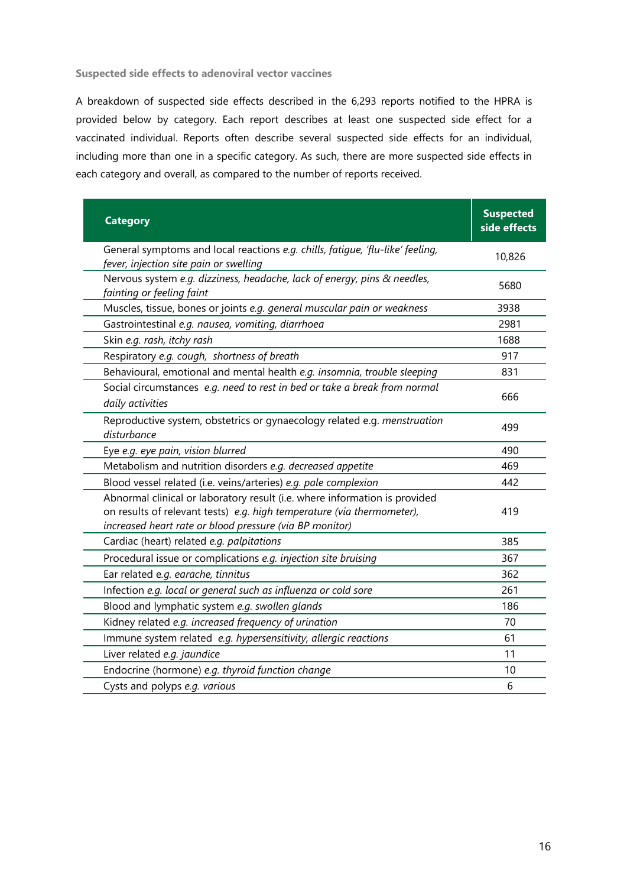### Suspected side effects to adenoviral vector vaccines

A breakdown of suspected side effects described in the 6,293 reports notified to the HPRA is provided below by category. Each report describes at least one suspected side effect for a vaccinated individual. Reports often describe several suspected side effects for an individual, including more than one in a specific category. As such, there are more suspected side effects in each category and overall, as compared to the number of reports received.

| Category | Suspected side effects |
|---|---|
| General symptoms and local reactions *e.g. chills, fatigue, 'flu-like' feeling, fever, injection site pain or swelling* | 10,826 |
| Nervous system *e.g. dizziness, headache, lack of energy, pins & needles, fainting or feeling faint* | 5680 |
| Muscles, tissue, bones or joints *e.g. general muscular pain or weakness* | 3938 |
| Gastrointestinal *e.g. nausea, vomiting, diarrhoea* | 2981 |
| Skin *e.g. rash, itchy rash* | 1688 |
| Respiratory *e.g. cough, shortness of breath* | 917 |
| Behavioural, emotional and mental health *e.g. insomnia, trouble sleeping* | 831 |
| Social circumstances *e.g. need to rest in bed or take a break from normal daily activities* | 666 |
| Reproductive system, obstetrics or gynaecology related e.g. *menstruation disturbance* | 499 |
| Eye *e.g. eye pain, vision blurred* | 490 |
| Metabolism and nutrition disorders *e.g. decreased appetite* | 469 |
| Blood vessel related (i.e. veins/arteries) *e.g. pale complexion* | 442 |
| Abnormal clinical or laboratory result (i.e. where information is provided on results of relevant tests) *e.g. high temperature (via thermometer), increased heart rate or blood pressure (via BP monitor)* | 419 |
| Cardiac (heart) related *e.g. palpitations* | 385 |
| Procedural issue or complications *e.g. injection site bruising* | 367 |
| Ear related *e.g. earache, tinnitus* | 362 |
| Infection *e.g. local or general such as influenza or cold sore* | 261 |
| Blood and lymphatic system *e.g. swollen glands* | 186 |
| Kidney related *e.g. increased frequency of urination* | 70 |
| Immune system related *e.g. hypersensitivity, allergic reactions* | 61 |
| Liver related *e.g. jaundice* | 11 |
| Endocrine (hormone) *e.g. thyroid function change* | 10 |
| Cysts and polyps *e.g. various* | 6 |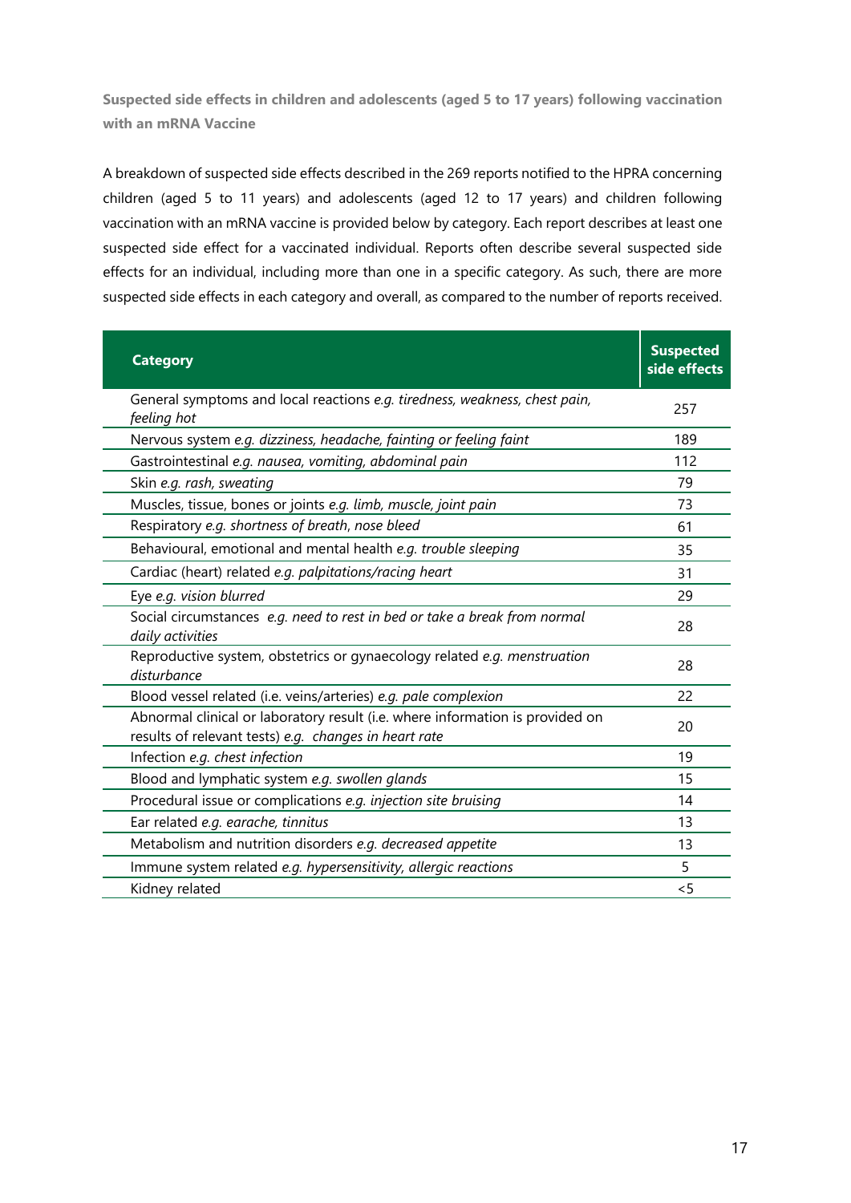**Suspected side effects in children and adolescents (aged 5 to 17 years) following vaccination with an mRNA Vaccine**

A breakdown of suspected side effects described in the 269 reports notified to the HPRA concerning children (aged 5 to 11 years) and adolescents (aged 12 to 17 years) and children following vaccination with an mRNA vaccine is provided below by category. Each report describes at least one suspected side effect for a vaccinated individual. Reports often describe several suspected side effects for an individual, including more than one in a specific category. As such, there are more suspected side effects in each category and overall, as compared to the number of reports received.

| Category | Suspected side effects |
|---|---|
| General symptoms and local reactions *e.g. tiredness, weakness, chest pain, feeling hot* | 257 |
| Nervous system *e.g. dizziness, headache, fainting or feeling faint* | 189 |
| Gastrointestinal *e.g. nausea, vomiting, abdominal pain* | 112 |
| Skin *e.g. rash, sweating* | 79 |
| Muscles, tissue, bones or joints *e.g. limb, muscle, joint pain* | 73 |
| Respiratory *e.g. shortness of breath, nose bleed* | 61 |
| Behavioural, emotional and mental health *e.g. trouble sleeping* | 35 |
| Cardiac (heart) related *e.g. palpitations/racing heart* | 31 |
| Eye *e.g. vision blurred* | 29 |
| Social circumstances *e.g. need to rest in bed or take a break from normal daily activities* | 28 |
| Reproductive system, obstetrics or gynaecology related *e.g. menstruation disturbance* | 28 |
| Blood vessel related (i.e. veins/arteries) *e.g. pale complexion* | 22 |
| Abnormal clinical or laboratory result (i.e. where information is provided on results of relevant tests) *e.g. changes in heart rate* | 20 |
| Infection *e.g. chest infection* | 19 |
| Blood and lymphatic system *e.g. swollen glands* | 15 |
| Procedural issue or complications *e.g. injection site bruising* | 14 |
| Ear related *e.g. earache, tinnitus* | 13 |
| Metabolism and nutrition disorders *e.g. decreased appetite* | 13 |
| Immune system related *e.g. hypersensitivity, allergic reactions* | 5 |
| Kidney related | <5 |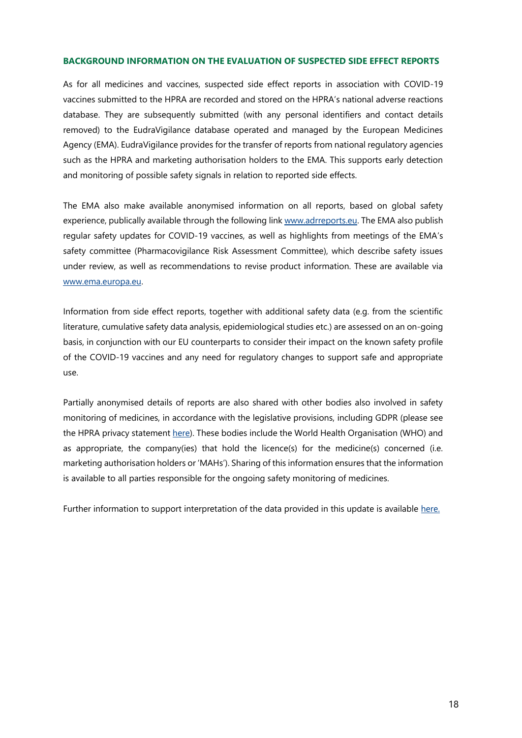## BACKGROUND INFORMATION ON THE EVALUATION OF SUSPECTED SIDE EFFECT REPORTS

As for all medicines and vaccines, suspected side effect reports in association with COVID-19 vaccines submitted to the HPRA are recorded and stored on the HPRA's national adverse reactions database. They are subsequently submitted (with any personal identifiers and contact details removed) to the EudraVigilance database operated and managed by the European Medicines Agency (EMA). EudraVigilance provides for the transfer of reports from national regulatory agencies such as the HPRA and marketing authorisation holders to the EMA. This supports early detection and monitoring of possible safety signals in relation to reported side effects.

The EMA also make available anonymised information on all reports, based on global safety experience, publically available through the following link [www.adrreports.eu](www.adrreports.eu). The EMA also publish regular safety updates for COVID-19 vaccines, as well as highlights from meetings of the EMA's safety committee (Pharmacovigilance Risk Assessment Committee), which describe safety issues under review, as well as recommendations to revise product information. These are available via [www.ema.europa.eu](www.ema.europa.eu).

Information from side effect reports, together with additional safety data (e.g. from the scientific literature, cumulative safety data analysis, epidemiological studies etc.) are assessed on an on-going basis, in conjunction with our EU counterparts to consider their impact on the known safety profile of the COVID-19 vaccines and any need for regulatory changes to support safe and appropriate use.

Partially anonymised details of reports are also shared with other bodies also involved in safety monitoring of medicines, in accordance with the legislative provisions, including GDPR (please see the HPRA privacy statement here). These bodies include the World Health Organisation (WHO) and as appropriate, the company(ies) that hold the licence(s) for the medicine(s) concerned (i.e. marketing authorisation holders or 'MAHs'). Sharing of this information ensures that the information is available to all parties responsible for the ongoing safety monitoring of medicines.

Further information to support interpretation of the data provided in this update is available here.